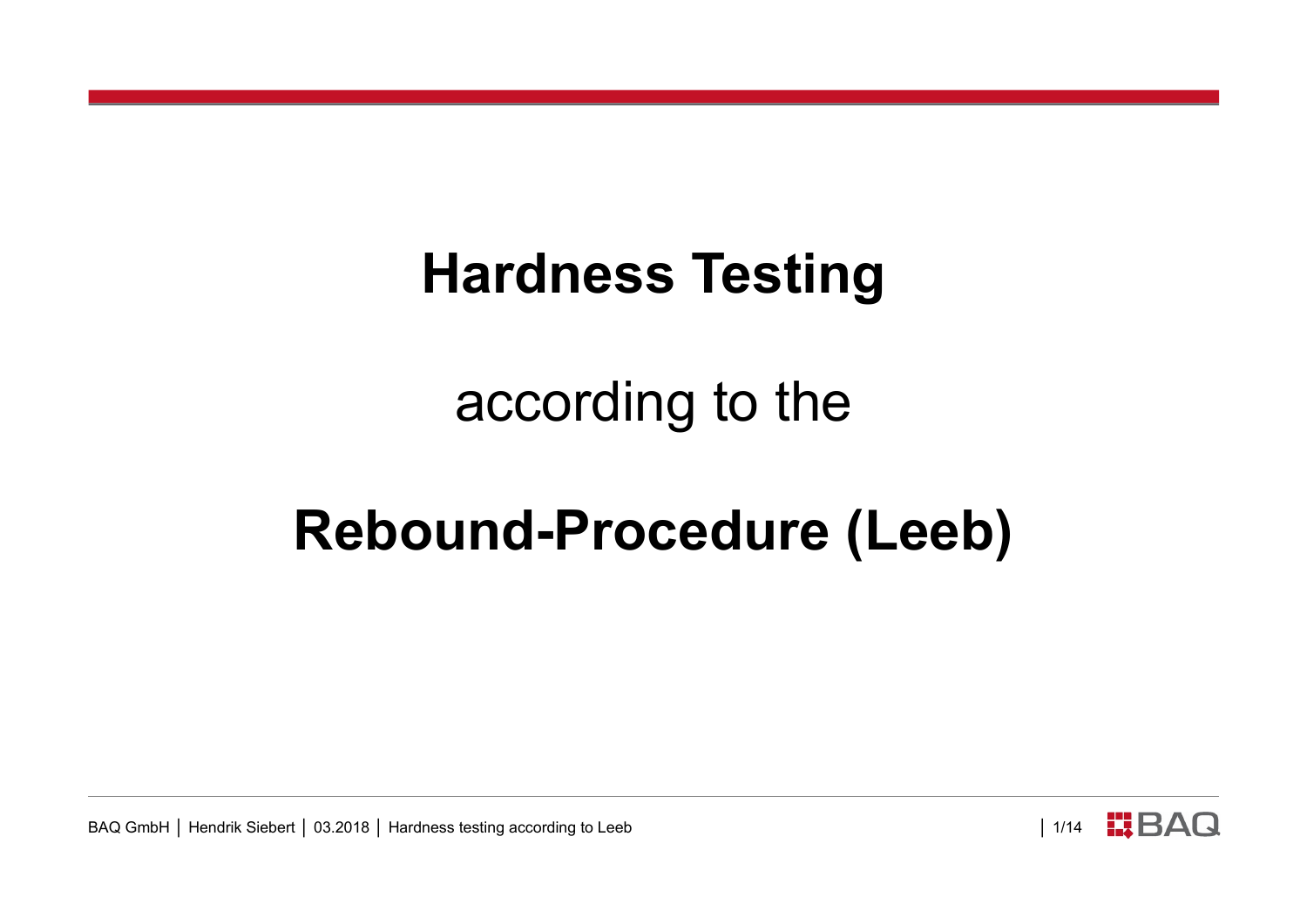# Hardness Testing

according to the

# Rebound-Procedure (Leeb)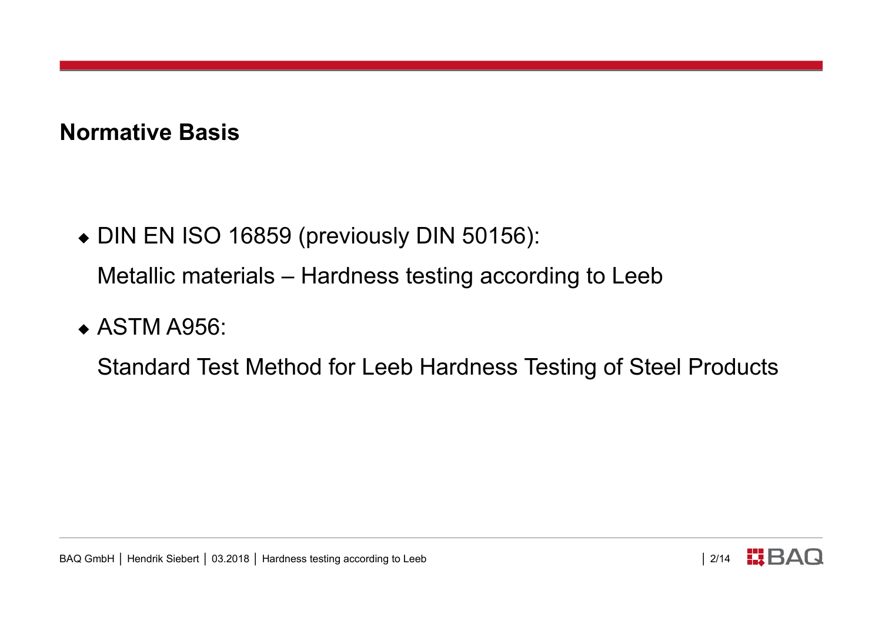## Normative Basis

- DIN EN ISO 16859 (previously DIN 50156):

  Metallic materials – Hardness testing according to Leeb

- ASTM A956:

  Standard Test Method for Leeb Hardness Testing of Steel Products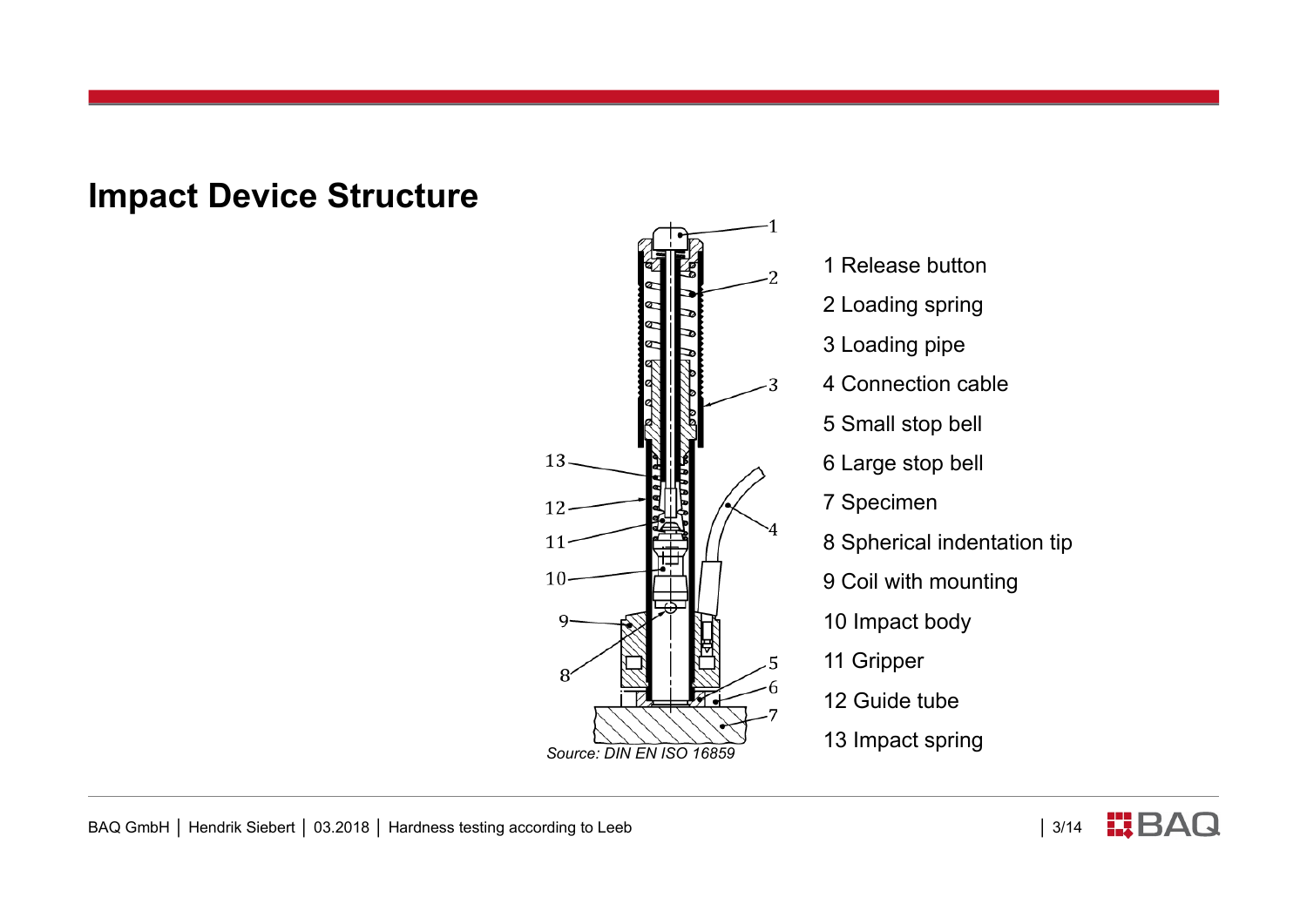# Impact Device Structure

Source: DIN EN ISO 16859

1 Release button
2 Loading spring
3 Loading pipe
4 Connection cable
5 Small stop bell
6 Large stop bell
7 Specimen
8 Spherical indentation tip
9 Coil with mounting
10 Impact body
11 Gripper
12 Guide tube
13 Impact spring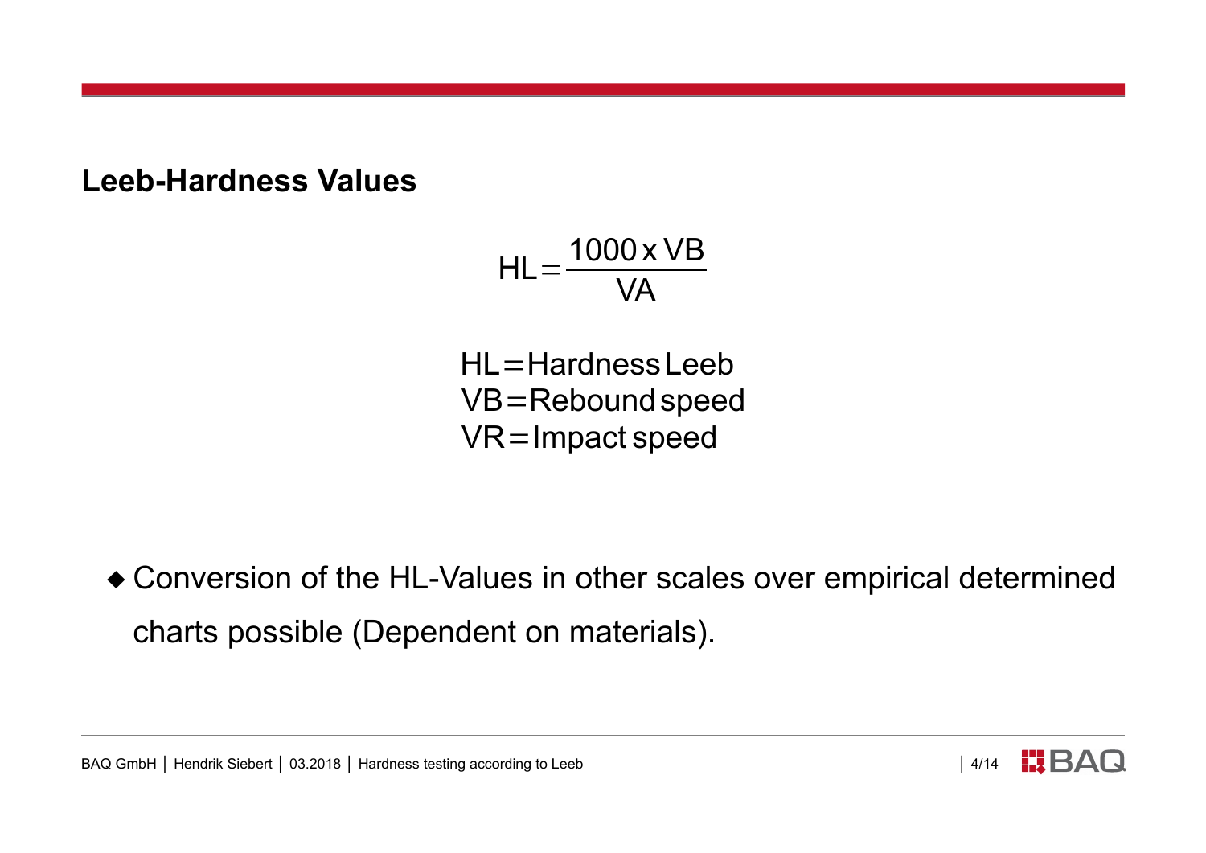## Leeb-Hardness Values

$$HL = \frac{1000 \text{ x } VB}{VA}$$

$$HL = \text{Hardness Leeb}$$
$$VB = \text{Rebound speed}$$
$$VR = \text{Impact speed}$$

- Conversion of the HL-Values in other scales over empirical determined charts possible (Dependent on materials).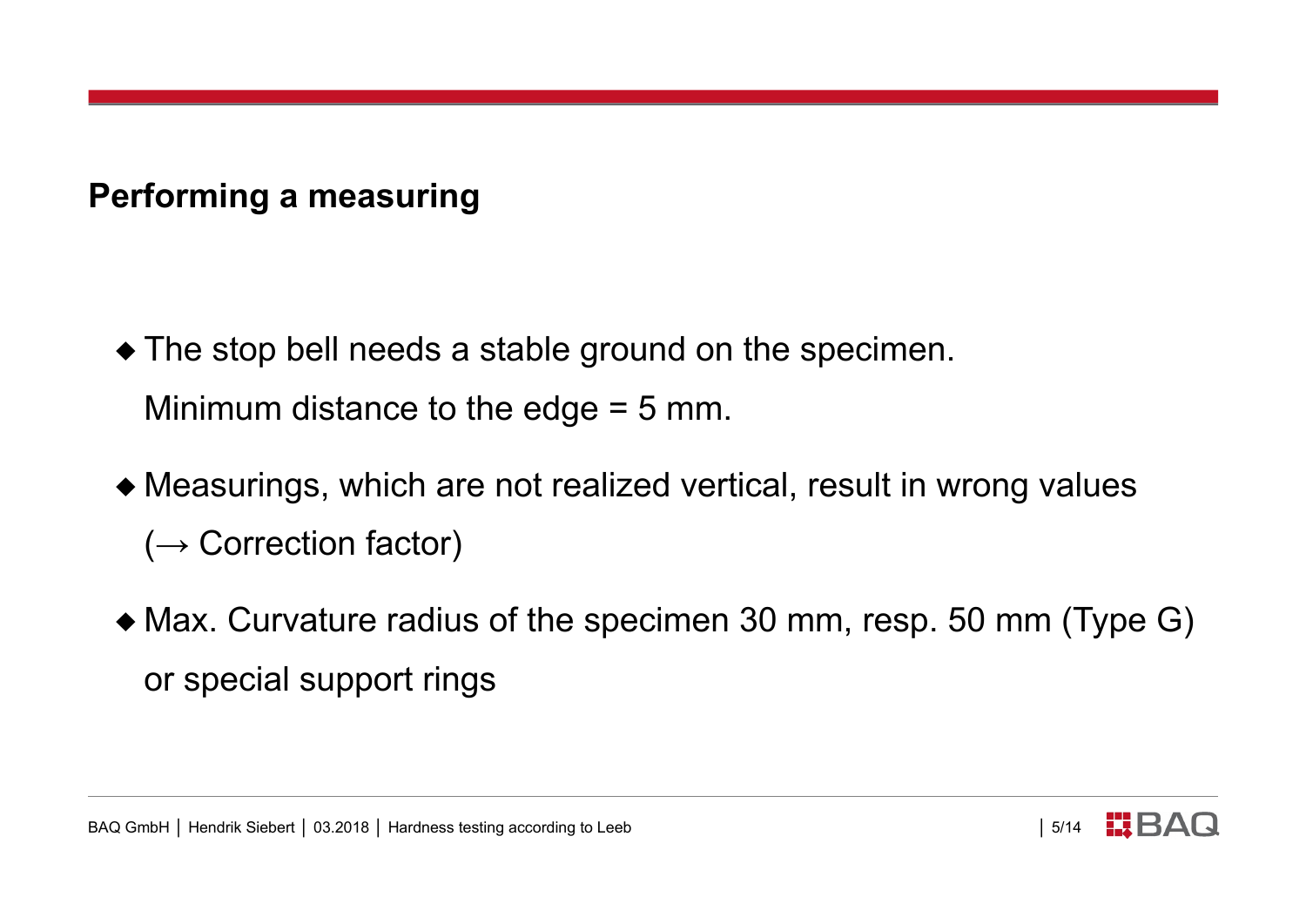## Performing a measuring

- The stop bell needs a stable ground on the specimen.
  Minimum distance to the edge = 5 mm.
- Measurings, which are not realized vertical, result in wrong values
  (→ Correction factor)
- Max. Curvature radius of the specimen 30 mm, resp. 50 mm (Type G)
  or special support rings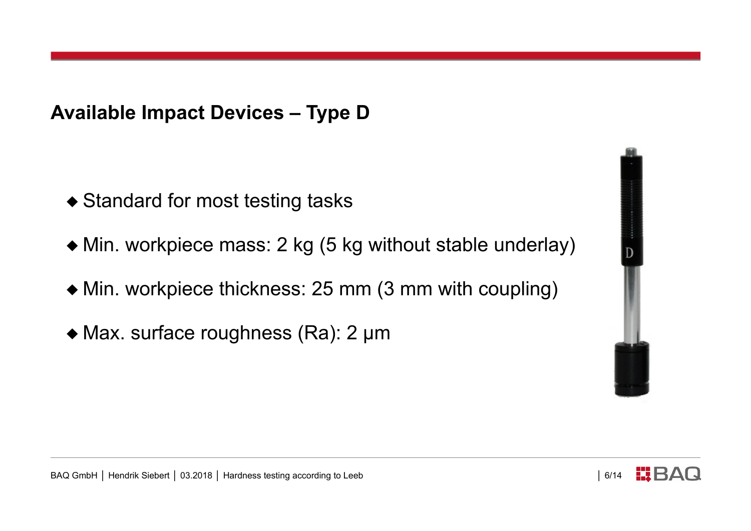## Available Impact Devices – Type D

- Standard for most testing tasks
- Min. workpiece mass: 2 kg (5 kg without stable underlay)
- Min. workpiece thickness: 25 mm (3 mm with coupling)
- Max. surface roughness (Ra): 2 µm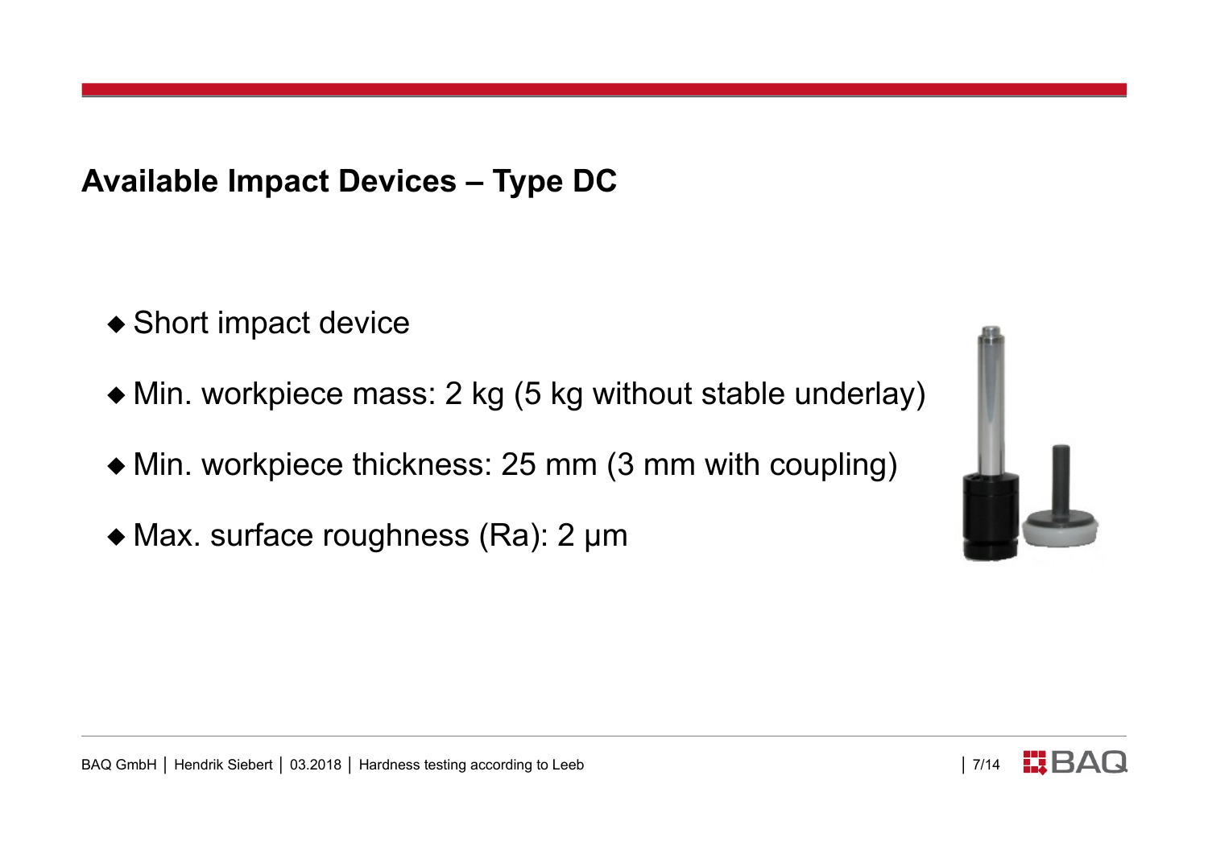## Available Impact Devices – Type DC

- Short impact device
- Min. workpiece mass: 2 kg (5 kg without stable underlay)
- Min. workpiece thickness: 25 mm (3 mm with coupling)
- Max. surface roughness (Ra): 2 µm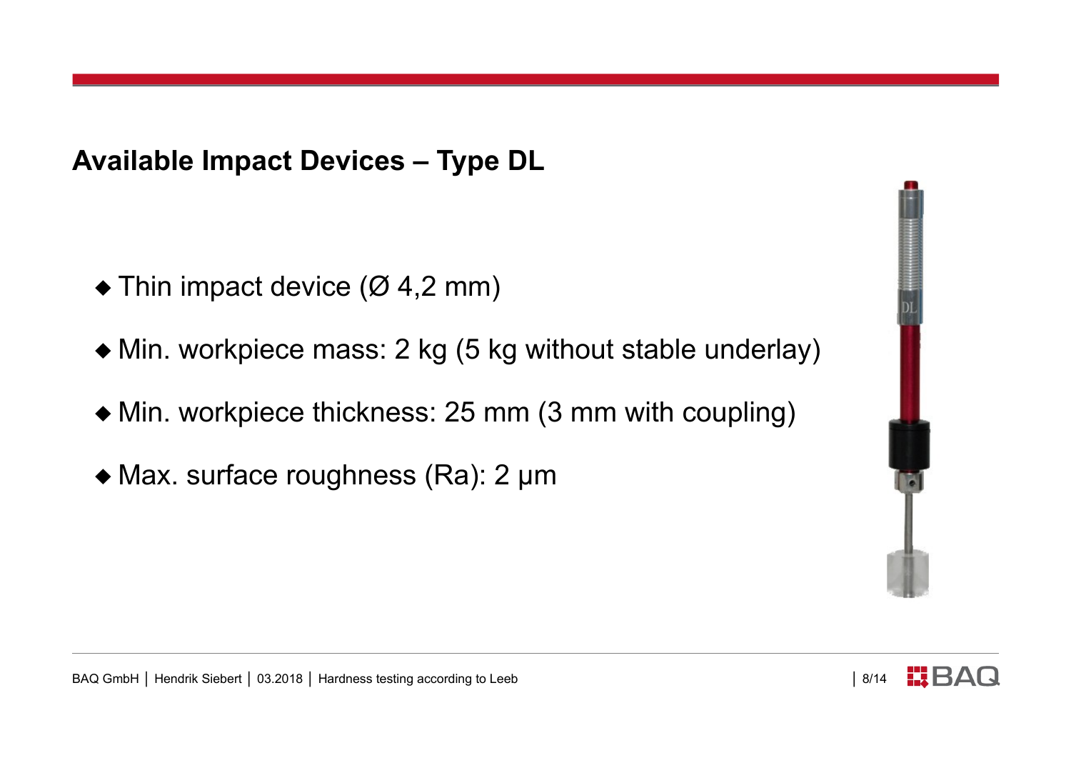## Available Impact Devices – Type DL

- Thin impact device (Ø 4,2 mm)
- Min. workpiece mass: 2 kg (5 kg without stable underlay)
- Min. workpiece thickness: 25 mm (3 mm with coupling)
- Max. surface roughness (Ra): 2 µm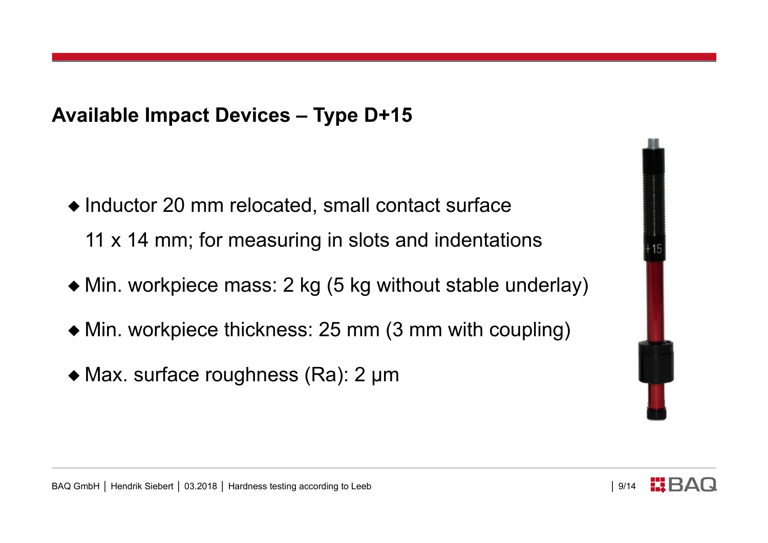## Available Impact Devices – Type D+15

- Inductor 20 mm relocated, small contact surface 11 x 14 mm; for measuring in slots and indentations
- Min. workpiece mass: 2 kg (5 kg without stable underlay)
- Min. workpiece thickness: 25 mm (3 mm with coupling)
- Max. surface roughness (Ra): 2 µm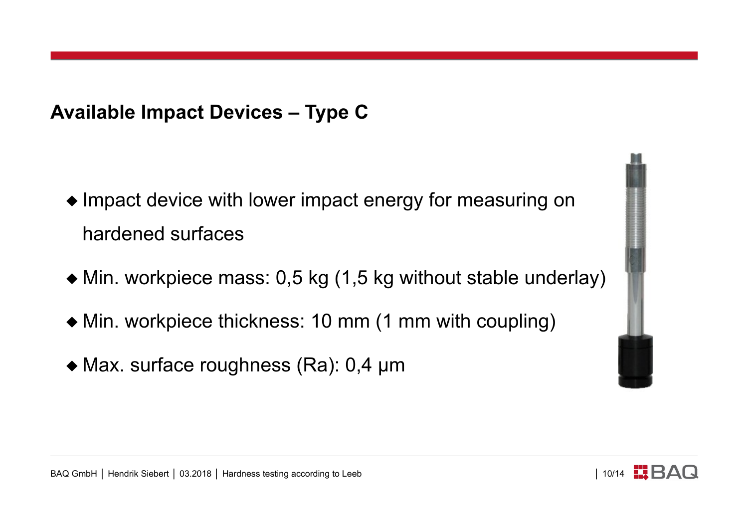## Available Impact Devices – Type C

- Impact device with lower impact energy for measuring on hardened surfaces
- Min. workpiece mass: 0,5 kg (1,5 kg without stable underlay)
- Min. workpiece thickness: 10 mm (1 mm with coupling)
- Max. surface roughness (Ra): 0,4 µm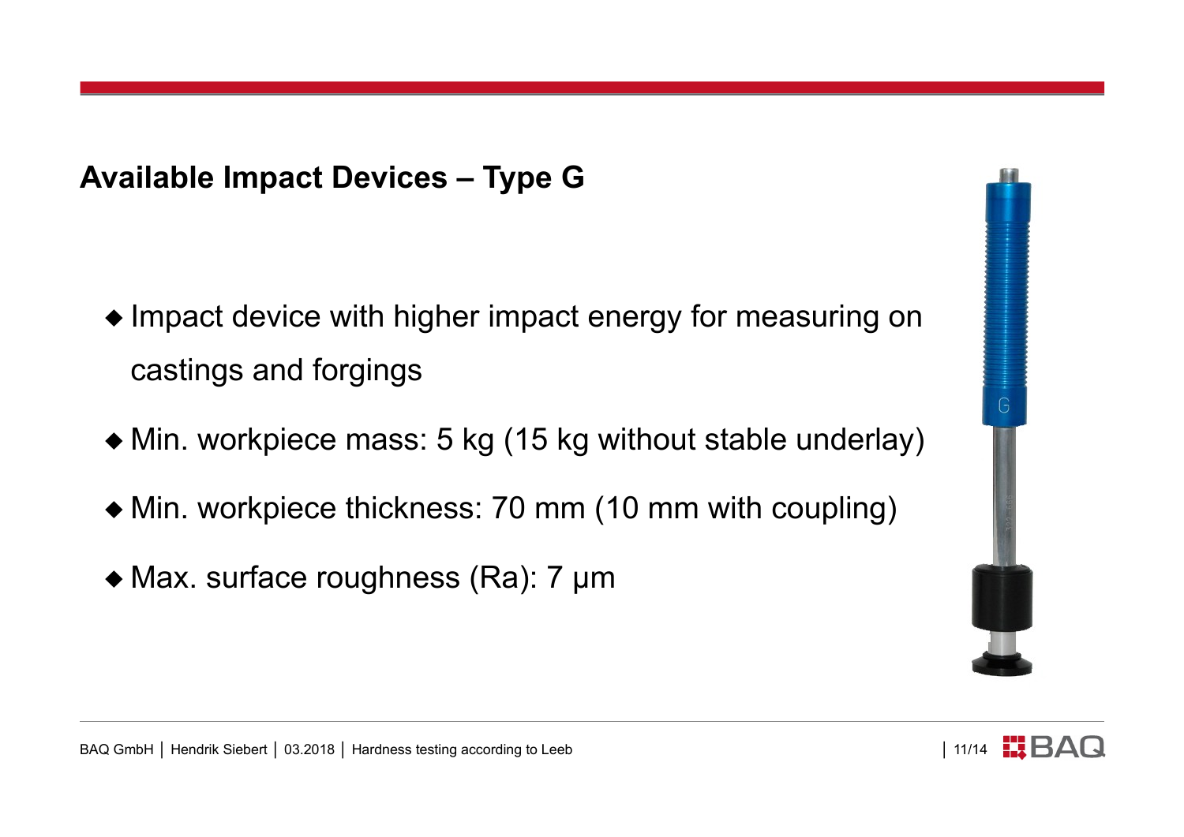## Available Impact Devices – Type G

- Impact device with higher impact energy for measuring on castings and forgings
- Min. workpiece mass: 5 kg (15 kg without stable underlay)
- Min. workpiece thickness: 70 mm (10 mm with coupling)
- Max. surface roughness (Ra): 7 µm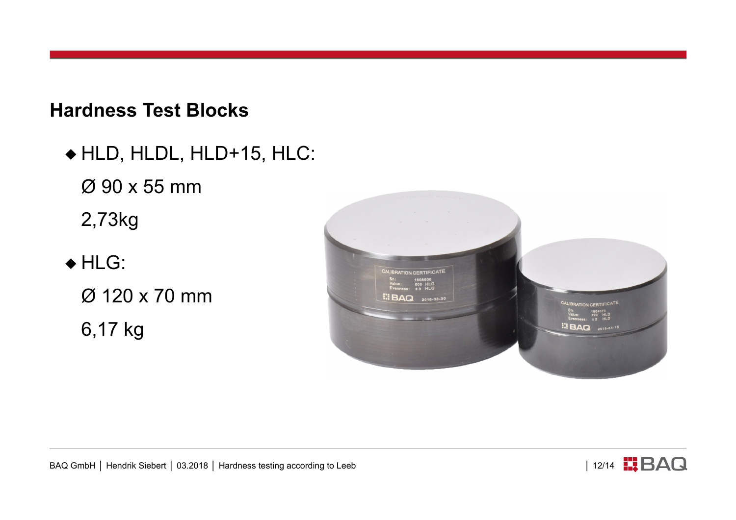## Hardness Test Blocks

- HLD, HLDL, HLD+15, HLC:

  Ø 90 x 55 mm

  2,73kg

- HLG:

  Ø 120 x 70 mm

  6,17 kg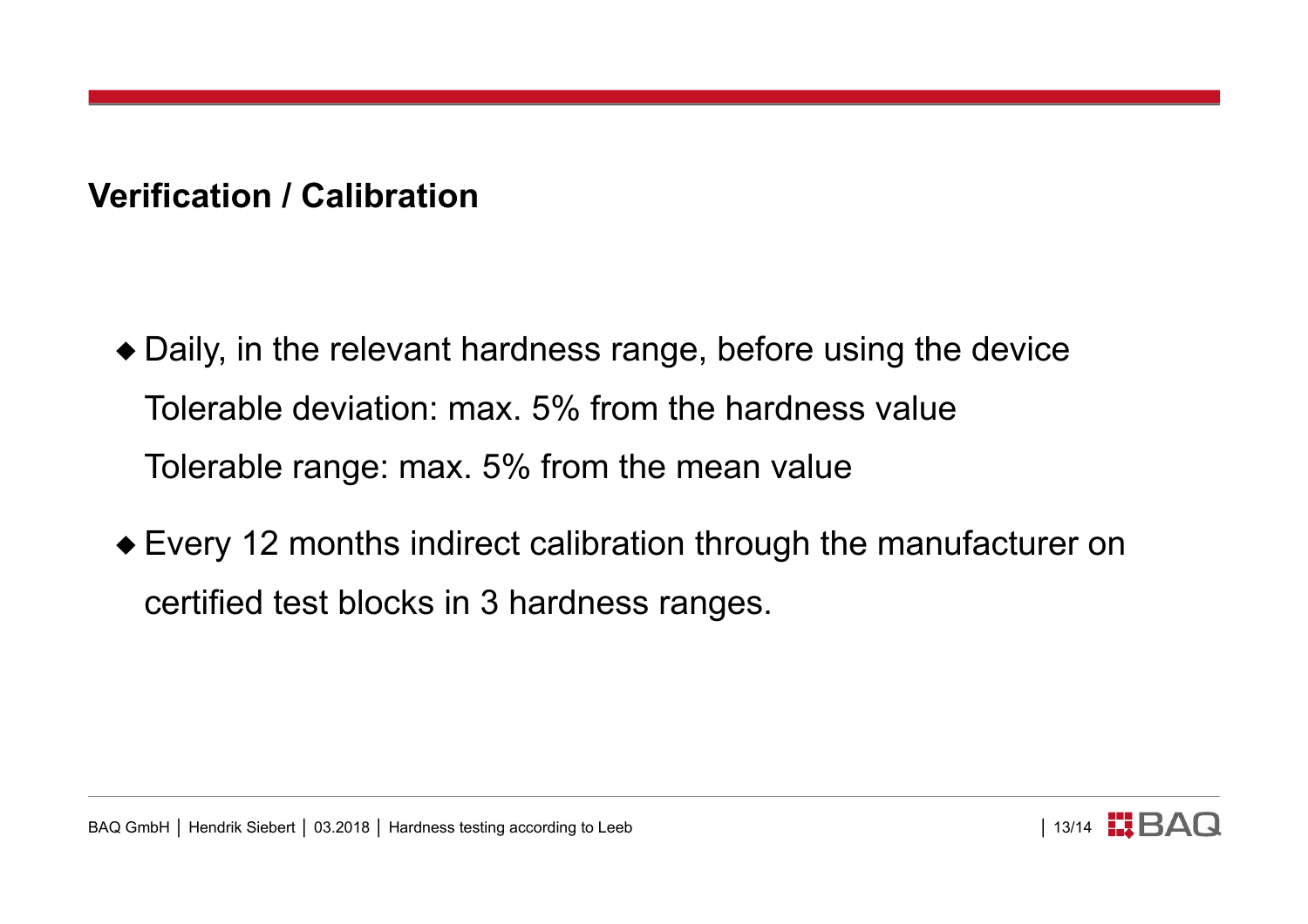## Verification / Calibration

- Daily, in the relevant hardness range, before using the device
  Tolerable deviation: max. 5% from the hardness value
  Tolerable range: max. 5% from the mean value
- Every 12 months indirect calibration through the manufacturer on certified test blocks in 3 hardness ranges.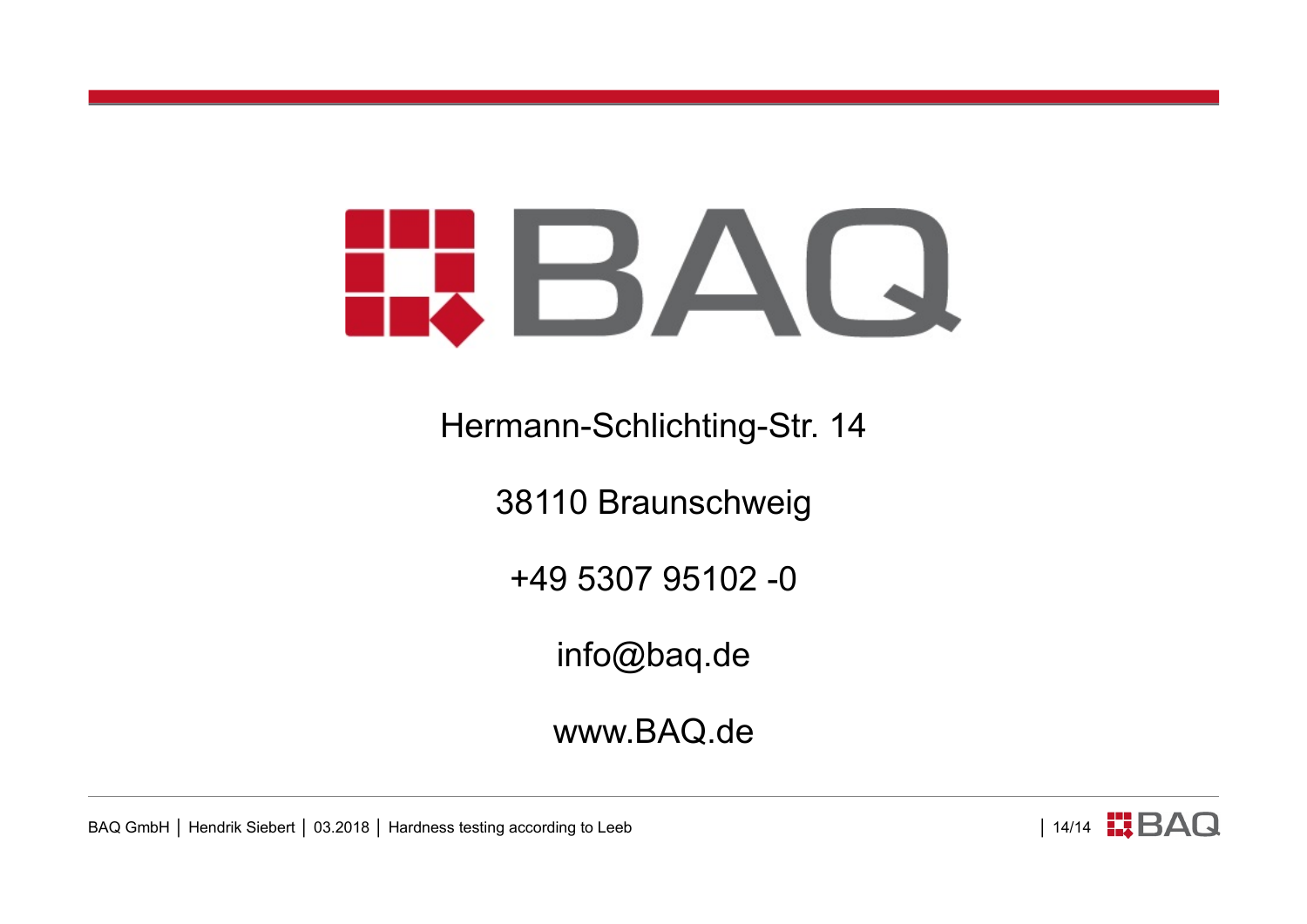BAQ

Hermann-Schlichting-Str. 14

38110 Braunschweig

+49 5307 95102 -0

info@baq.de

www.BAQ.de